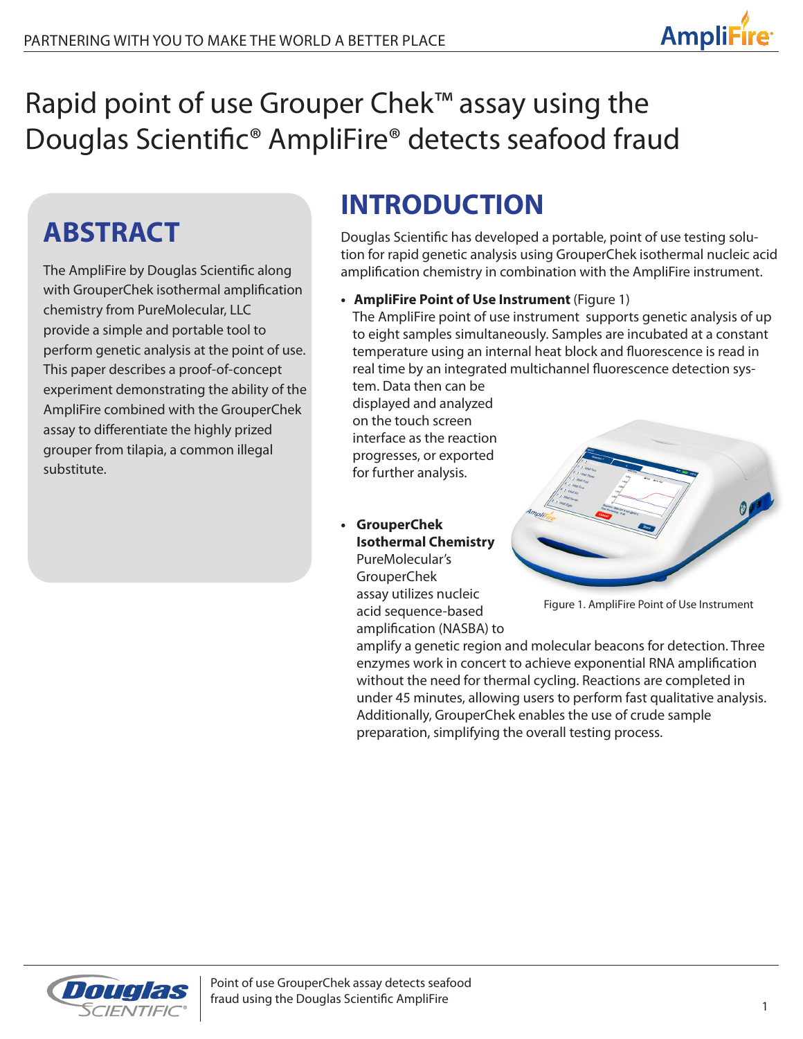# Rapid point of use Grouper Chek™ assay using the Douglas Scientific® AmpliFire® detects seafood fraud

## ABSTRACT

The AmpliFire by Douglas Scientific along with GrouperChek isothermal amplification chemistry from PureMolecular, LLC provide a simple and portable tool to perform genetic analysis at the point of use. This paper describes a proof-of-concept experiment demonstrating the ability of the AmpliFire combined with the GrouperChek assay to differentiate the highly prized grouper from tilapia, a common illegal substitute.

## INTRODUCTION

Douglas Scientific has developed a portable, point of use testing solution for rapid genetic analysis using GrouperChek isothermal nucleic acid amplification chemistry in combination with the AmpliFire instrument.

- **AmpliFire Point of Use Instrument** (Figure 1)
  The AmpliFire point of use instrument supports genetic analysis of up to eight samples simultaneously. Samples are incubated at a constant temperature using an internal heat block and fluorescence is read in real time by an integrated multichannel fluorescence detection system. Data then can be displayed and analyzed on the touch screen interface as the reaction progresses, or exported for further analysis.

Figure 1. AmpliFire Point of Use Instrument

- **GrouperChek Isothermal Chemistry**
  PureMolecular's GrouperChek assay utilizes nucleic acid sequence-based amplification (NASBA) to amplify a genetic region and molecular beacons for detection. Three enzymes work in concert to achieve exponential RNA amplification without the need for thermal cycling. Reactions are completed in under 45 minutes, allowing users to perform fast qualitative analysis. Additionally, GrouperChek enables the use of crude sample preparation, simplifying the overall testing process.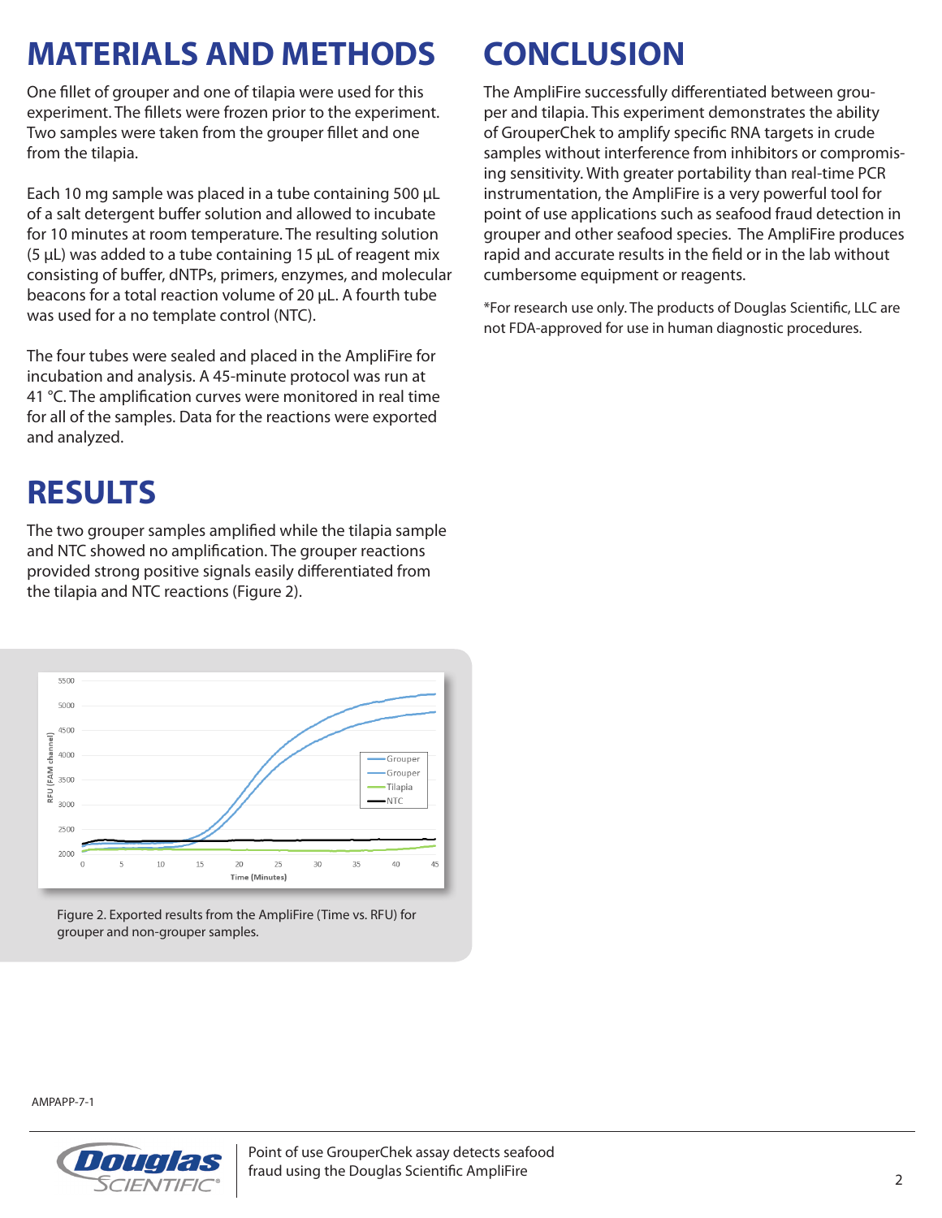# MATERIALS AND METHODS

One fillet of grouper and one of tilapia were used for this experiment. The fillets were frozen prior to the experiment. Two samples were taken from the grouper fillet and one from the tilapia.

Each 10 mg sample was placed in a tube containing 500 µL of a salt detergent buffer solution and allowed to incubate for 10 minutes at room temperature. The resulting solution (5 µL) was added to a tube containing 15 µL of reagent mix consisting of buffer, dNTPs, primers, enzymes, and molecular beacons for a total reaction volume of 20 µL. A fourth tube was used for a no template control (NTC).

The four tubes were sealed and placed in the AmpliFire for incubation and analysis. A 45-minute protocol was run at 41 °C. The amplification curves were monitored in real time for all of the samples. Data for the reactions were exported and analyzed.

# RESULTS

The two grouper samples amplified while the tilapia sample and NTC showed no amplification. The grouper reactions provided strong positive signals easily differentiated from the tilapia and NTC reactions (Figure 2).

RFU (FAM channel)
5500
5000
4500
4000
3500
3000
2500
2000
0 5 10 15 20 25 30 35 40 45
Time (Minutes)
Grouper
Grouper
Tilapia
NTC

Figure 2. Exported results from the AmpliFire (Time vs. RFU) for grouper and non-grouper samples.

# CONCLUSION

The AmpliFire successfully differentiated between grouper and tilapia. This experiment demonstrates the ability of GrouperChek to amplify specific RNA targets in crude samples without interference from inhibitors or compromising sensitivity. With greater portability than real-time PCR instrumentation, the AmpliFire is a very powerful tool for point of use applications such as seafood fraud detection in grouper and other seafood species. The AmpliFire produces rapid and accurate results in the field or in the lab without cumbersome equipment or reagents.

*For research use only. The products of Douglas Scientific, LLC are not FDA-approved for use in human diagnostic procedures.

AMPAPP-7-1